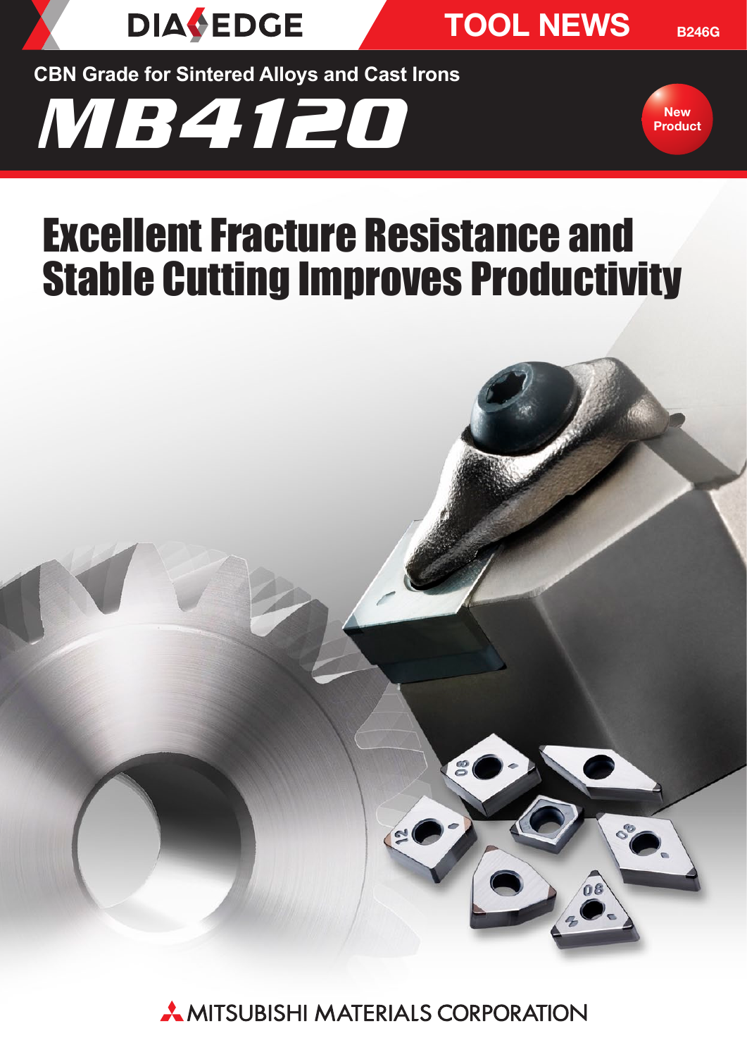DIA EDGE

TOOL NEWS

B246G

CBN Grade for Sintered Alloys and Cast Irons

# MB4120

New Product

## Excellent Fracture Resistance and Stable Cutting Improves Productivity

MITSUBISHI MATERIALS CORPORATION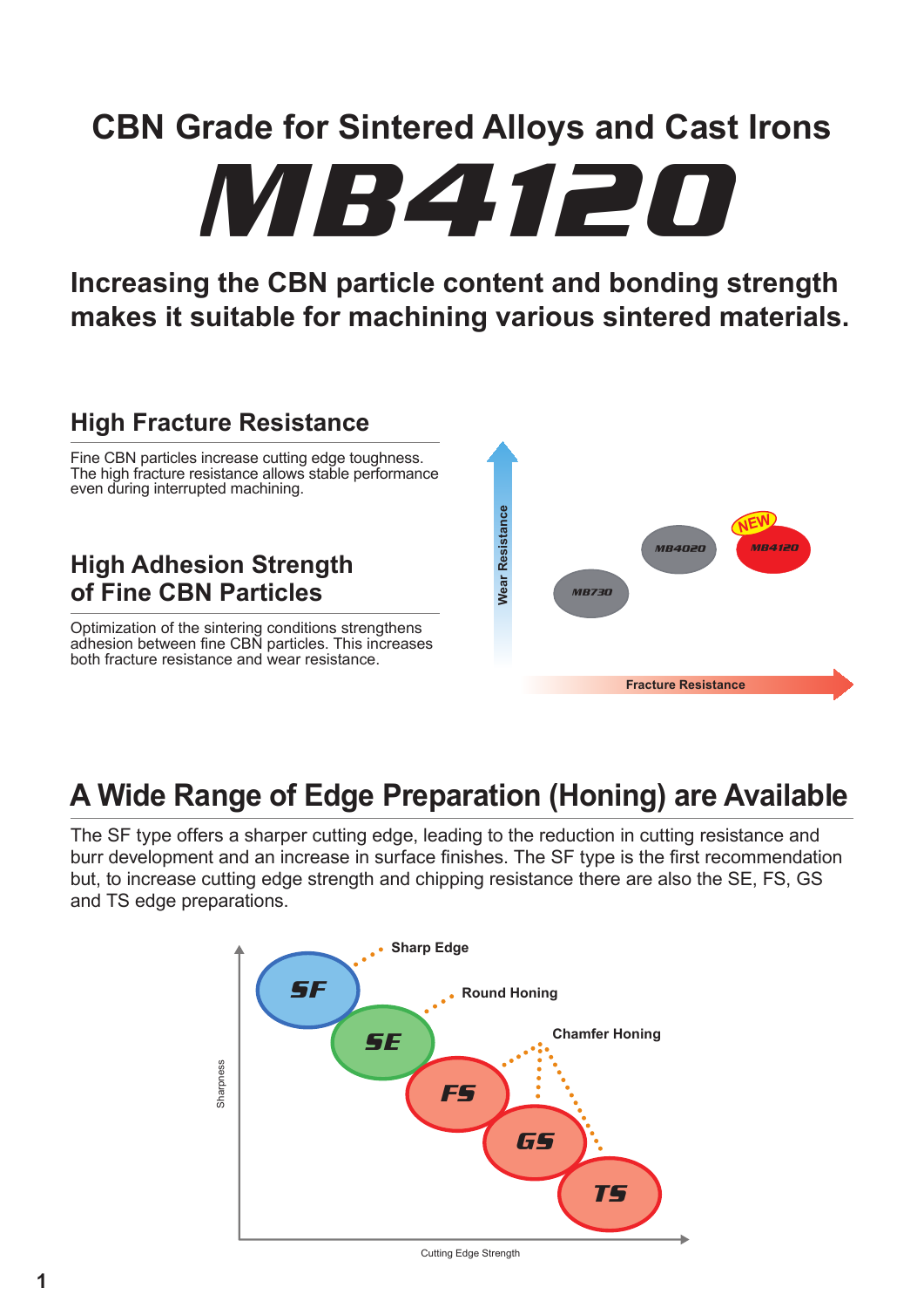# CBN Grade for Sintered Alloys and Cast Irons

# MB4120

**Increasing the CBN particle content and bonding strength makes it suitable for machining various sintered materials.**

## High Fracture Resistance

Fine CBN particles increase cutting edge toughness. The high fracture resistance allows stable performance even during interrupted machining.

## High Adhesion Strength of Fine CBN Particles

Optimization of the sintering conditions strengthens adhesion between fine CBN particles. This increases both fracture resistance and wear resistance.

Wear Resistance

MB730 MB4020 NEW MB4120

Fracture Resistance

## A Wide Range of Edge Preparation (Honing) are Available

The SF type offers a sharper cutting edge, leading to the reduction in cutting resistance and burr development and an increase in surface finishes. The SF type is the first recommendation but, to increase cutting edge strength and chipping resistance there are also the SE, FS, GS and TS edge preparations.

Sharpness

SF — Sharp Edge

SE — Round Honing

FS, GS, TS — Chamfer Honing

Cutting Edge Strength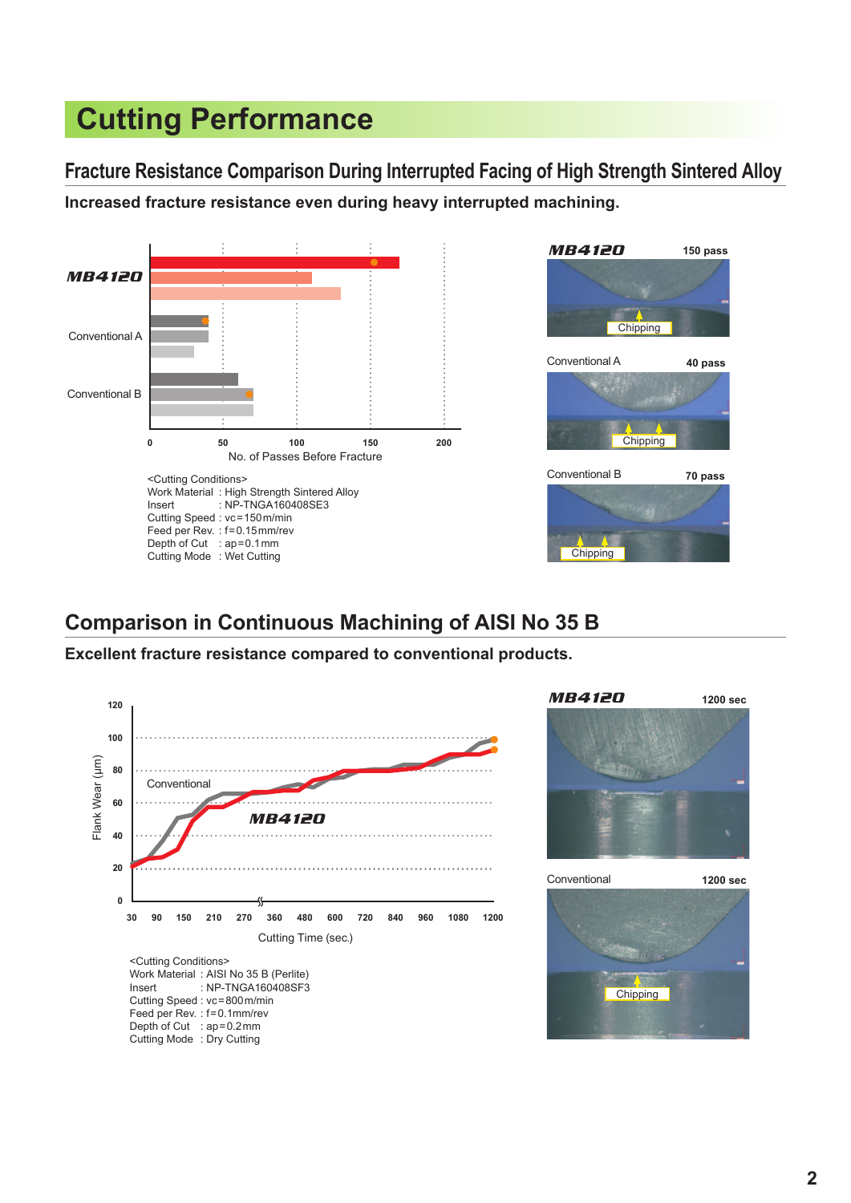# Cutting Performance

## Fracture Resistance Comparison During Interrupted Facing of High Strength Sintered Alloy

**Increased fracture resistance even during heavy interrupted machining.**

MB4120

Conventional A

Conventional B

0 50 100 150 200

No. of Passes Before Fracture

<Cutting Conditions>
Work Material : High Strength Sintered Alloy
Insert : NP-TNGA160408SE3
Cutting Speed : vc=150m/min
Feed per Rev. : f=0.15mm/rev
Depth of Cut : ap=0.1mm
Cutting Mode : Wet Cutting

MB4120 150 pass

Chipping

Conventional A 40 pass

Chipping

Conventional B 70 pass

Chipping

## Comparison in Continuous Machining of AISI No 35 B

**Excellent fracture resistance compared to conventional products.**

Flank Wear (μm)

120, 100, 80, 60, 40, 20, 0

Conventional

MB4120

30 90 150 210 270 360 480 600 720 840 960 1080 1200

Cutting Time (sec.)

<Cutting Conditions>
Work Material : AISI No 35 B (Perlite)
Insert : NP-TNGA160408SF3
Cutting Speed : vc=800m/min
Feed per Rev. : f=0.1mm/rev
Depth of Cut : ap=0.2mm
Cutting Mode : Dry Cutting

MB4120 1200 sec

Conventional 1200 sec

Chipping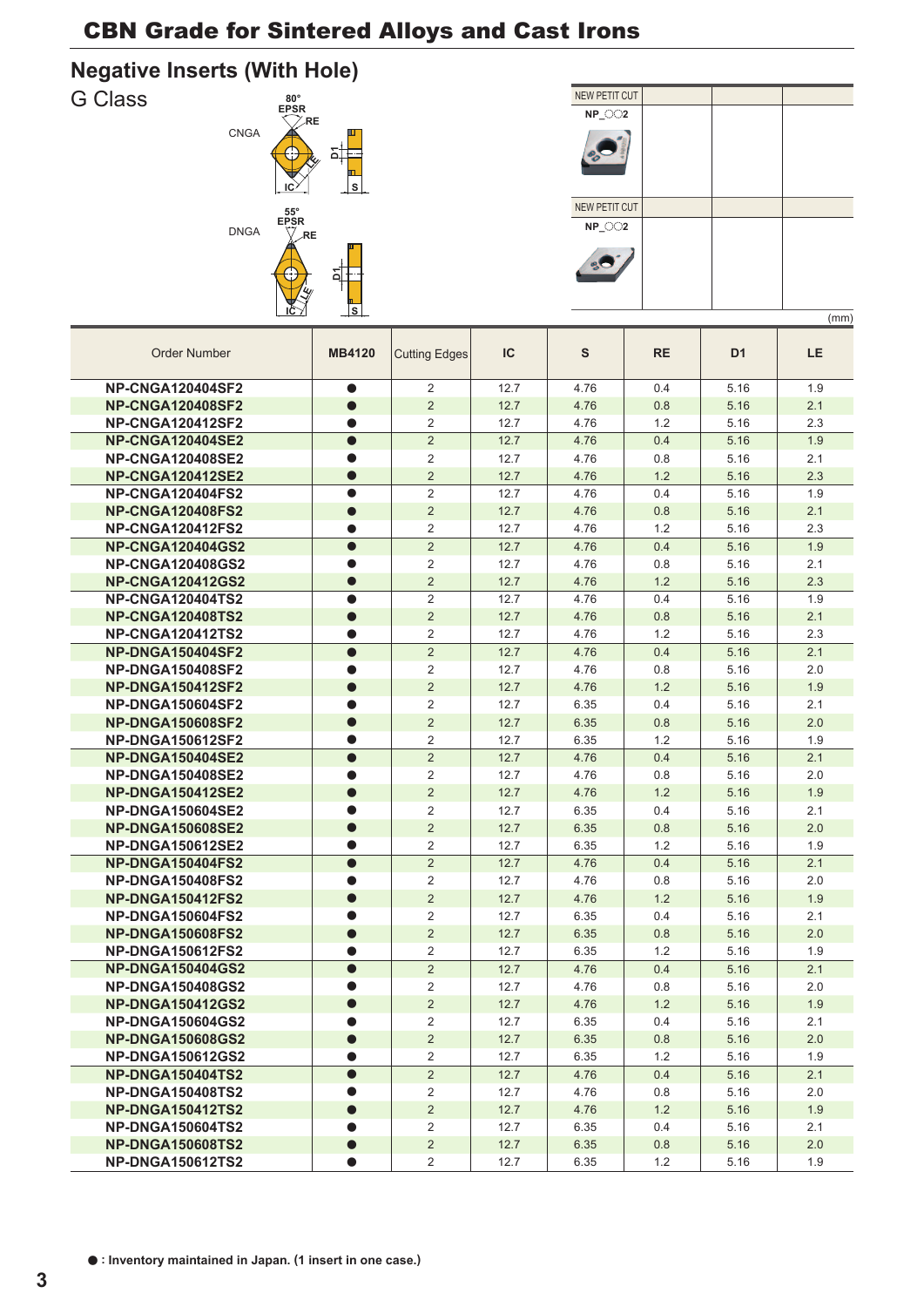# CBN Grade for Sintered Alloys and Cast Irons

## Negative Inserts (With Hole)

### G Class

CNGA

80° EPSR RE LE IC D1 S

DNGA

55° EPSR RE LE IC D1 S

NEW PETIT CUT NP_○○2

NEW PETIT CUT NP_○○2

(mm)

| Order Number | MB4120 | Cutting Edges | IC | S | RE | D1 | LE |
|---|---|---|---|---|---|---|---|
| NP-CNGA120404SF2 | ● | 2 | 12.7 | 4.76 | 0.4 | 5.16 | 1.9 |
| NP-CNGA120408SF2 | ● | 2 | 12.7 | 4.76 | 0.8 | 5.16 | 2.1 |
| NP-CNGA120412SF2 | ● | 2 | 12.7 | 4.76 | 1.2 | 5.16 | 2.3 |
| NP-CNGA120404SE2 | ● | 2 | 12.7 | 4.76 | 0.4 | 5.16 | 1.9 |
| NP-CNGA120408SE2 | ● | 2 | 12.7 | 4.76 | 0.8 | 5.16 | 2.1 |
| NP-CNGA120412SE2 | ● | 2 | 12.7 | 4.76 | 1.2 | 5.16 | 2.3 |
| NP-CNGA120404FS2 | ● | 2 | 12.7 | 4.76 | 0.4 | 5.16 | 1.9 |
| NP-CNGA120408FS2 | ● | 2 | 12.7 | 4.76 | 0.8 | 5.16 | 2.1 |
| NP-CNGA120412FS2 | ● | 2 | 12.7 | 4.76 | 1.2 | 5.16 | 2.3 |
| NP-CNGA120404GS2 | ● | 2 | 12.7 | 4.76 | 0.4 | 5.16 | 1.9 |
| NP-CNGA120408GS2 | ● | 2 | 12.7 | 4.76 | 0.8 | 5.16 | 2.1 |
| NP-CNGA120412GS2 | ● | 2 | 12.7 | 4.76 | 1.2 | 5.16 | 2.3 |
| NP-CNGA120404TS2 | ● | 2 | 12.7 | 4.76 | 0.4 | 5.16 | 1.9 |
| NP-CNGA120408TS2 | ● | 2 | 12.7 | 4.76 | 0.8 | 5.16 | 2.1 |
| NP-CNGA120412TS2 | ● | 2 | 12.7 | 4.76 | 1.2 | 5.16 | 2.3 |
| NP-DNGA150404SF2 | ● | 2 | 12.7 | 4.76 | 0.4 | 5.16 | 2.1 |
| NP-DNGA150408SF2 | ● | 2 | 12.7 | 4.76 | 0.8 | 5.16 | 2.0 |
| NP-DNGA150412SF2 | ● | 2 | 12.7 | 4.76 | 1.2 | 5.16 | 1.9 |
| NP-DNGA150604SF2 | ● | 2 | 12.7 | 6.35 | 0.4 | 5.16 | 2.1 |
| NP-DNGA150608SF2 | ● | 2 | 12.7 | 6.35 | 0.8 | 5.16 | 2.0 |
| NP-DNGA150612SF2 | ● | 2 | 12.7 | 6.35 | 1.2 | 5.16 | 1.9 |
| NP-DNGA150404SE2 | ● | 2 | 12.7 | 4.76 | 0.4 | 5.16 | 2.1 |
| NP-DNGA150408SE2 | ● | 2 | 12.7 | 4.76 | 0.8 | 5.16 | 2.0 |
| NP-DNGA150412SE2 | ● | 2 | 12.7 | 4.76 | 1.2 | 5.16 | 1.9 |
| NP-DNGA150604SE2 | ● | 2 | 12.7 | 6.35 | 0.4 | 5.16 | 2.1 |
| NP-DNGA150608SE2 | ● | 2 | 12.7 | 6.35 | 0.8 | 5.16 | 2.0 |
| NP-DNGA150612SE2 | ● | 2 | 12.7 | 6.35 | 1.2 | 5.16 | 1.9 |
| NP-DNGA150404FS2 | ● | 2 | 12.7 | 4.76 | 0.4 | 5.16 | 2.1 |
| NP-DNGA150408FS2 | ● | 2 | 12.7 | 4.76 | 0.8 | 5.16 | 2.0 |
| NP-DNGA150412FS2 | ● | 2 | 12.7 | 4.76 | 1.2 | 5.16 | 1.9 |
| NP-DNGA150604FS2 | ● | 2 | 12.7 | 6.35 | 0.4 | 5.16 | 2.1 |
| NP-DNGA150608FS2 | ● | 2 | 12.7 | 6.35 | 0.8 | 5.16 | 2.0 |
| NP-DNGA150612FS2 | ● | 2 | 12.7 | 6.35 | 1.2 | 5.16 | 1.9 |
| NP-DNGA150404GS2 | ● | 2 | 12.7 | 4.76 | 0.4 | 5.16 | 2.1 |
| NP-DNGA150408GS2 | ● | 2 | 12.7 | 4.76 | 0.8 | 5.16 | 2.0 |
| NP-DNGA150412GS2 | ● | 2 | 12.7 | 4.76 | 1.2 | 5.16 | 1.9 |
| NP-DNGA150604GS2 | ● | 2 | 12.7 | 6.35 | 0.4 | 5.16 | 2.1 |
| NP-DNGA150608GS2 | ● | 2 | 12.7 | 6.35 | 0.8 | 5.16 | 2.0 |
| NP-DNGA150612GS2 | ● | 2 | 12.7 | 6.35 | 1.2 | 5.16 | 1.9 |
| NP-DNGA150404TS2 | ● | 2 | 12.7 | 4.76 | 0.4 | 5.16 | 2.1 |
| NP-DNGA150408TS2 | ● | 2 | 12.7 | 4.76 | 0.8 | 5.16 | 2.0 |
| NP-DNGA150412TS2 | ● | 2 | 12.7 | 4.76 | 1.2 | 5.16 | 1.9 |
| NP-DNGA150604TS2 | ● | 2 | 12.7 | 6.35 | 0.4 | 5.16 | 2.1 |
| NP-DNGA150608TS2 | ● | 2 | 12.7 | 6.35 | 0.8 | 5.16 | 2.0 |
| NP-DNGA150612TS2 | ● | 2 | 12.7 | 6.35 | 1.2 | 5.16 | 1.9 |

**● : Inventory maintained in Japan. (1 insert in one case.)**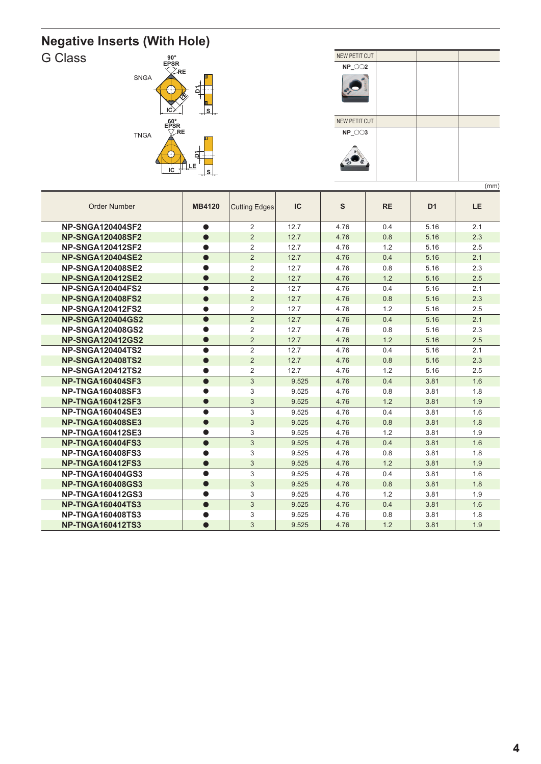# Negative Inserts (With Hole)

## G Class

SNGA

TNGA

| NEW PETIT CUT | | |
|---|---|---|
| NP_○○2 | | |
| NEW PETIT CUT | | |
| NP_○○3 | | |

(mm)

| Order Number | MB4120 | Cutting Edges | IC | S | RE | D1 | LE |
|---|---|---|---|---|---|---|---|
| NP-SNGA120404SF2 | ● | 2 | 12.7 | 4.76 | 0.4 | 5.16 | 2.1 |
| NP-SNGA120408SF2 | ● | 2 | 12.7 | 4.76 | 0.8 | 5.16 | 2.3 |
| NP-SNGA120412SF2 | ● | 2 | 12.7 | 4.76 | 1.2 | 5.16 | 2.5 |
| NP-SNGA120404SE2 | ● | 2 | 12.7 | 4.76 | 0.4 | 5.16 | 2.1 |
| NP-SNGA120408SE2 | ● | 2 | 12.7 | 4.76 | 0.8 | 5.16 | 2.3 |
| NP-SNGA120412SE2 | ● | 2 | 12.7 | 4.76 | 1.2 | 5.16 | 2.5 |
| NP-SNGA120404FS2 | ● | 2 | 12.7 | 4.76 | 0.4 | 5.16 | 2.1 |
| NP-SNGA120408FS2 | ● | 2 | 12.7 | 4.76 | 0.8 | 5.16 | 2.3 |
| NP-SNGA120412FS2 | ● | 2 | 12.7 | 4.76 | 1.2 | 5.16 | 2.5 |
| NP-SNGA120404GS2 | ● | 2 | 12.7 | 4.76 | 0.4 | 5.16 | 2.1 |
| NP-SNGA120408GS2 | ● | 2 | 12.7 | 4.76 | 0.8 | 5.16 | 2.3 |
| NP-SNGA120412GS2 | ● | 2 | 12.7 | 4.76 | 1.2 | 5.16 | 2.5 |
| NP-SNGA120404TS2 | ● | 2 | 12.7 | 4.76 | 0.4 | 5.16 | 2.1 |
| NP-SNGA120408TS2 | ● | 2 | 12.7 | 4.76 | 0.8 | 5.16 | 2.3 |
| NP-SNGA120412TS2 | ● | 2 | 12.7 | 4.76 | 1.2 | 5.16 | 2.5 |
| NP-TNGA160404SF3 | ● | 3 | 9.525 | 4.76 | 0.4 | 3.81 | 1.6 |
| NP-TNGA160408SF3 | ● | 3 | 9.525 | 4.76 | 0.8 | 3.81 | 1.8 |
| NP-TNGA160412SF3 | ● | 3 | 9.525 | 4.76 | 1.2 | 3.81 | 1.9 |
| NP-TNGA160404SE3 | ● | 3 | 9.525 | 4.76 | 0.4 | 3.81 | 1.6 |
| NP-TNGA160408SE3 | ● | 3 | 9.525 | 4.76 | 0.8 | 3.81 | 1.8 |
| NP-TNGA160412SE3 | ● | 3 | 9.525 | 4.76 | 1.2 | 3.81 | 1.9 |
| NP-TNGA160404FS3 | ● | 3 | 9.525 | 4.76 | 0.4 | 3.81 | 1.6 |
| NP-TNGA160408FS3 | ● | 3 | 9.525 | 4.76 | 0.8 | 3.81 | 1.8 |
| NP-TNGA160412FS3 | ● | 3 | 9.525 | 4.76 | 1.2 | 3.81 | 1.9 |
| NP-TNGA160404GS3 | ● | 3 | 9.525 | 4.76 | 0.4 | 3.81 | 1.6 |
| NP-TNGA160408GS3 | ● | 3 | 9.525 | 4.76 | 0.8 | 3.81 | 1.8 |
| NP-TNGA160412GS3 | ● | 3 | 9.525 | 4.76 | 1.2 | 3.81 | 1.9 |
| NP-TNGA160404TS3 | ● | 3 | 9.525 | 4.76 | 0.4 | 3.81 | 1.6 |
| NP-TNGA160408TS3 | ● | 3 | 9.525 | 4.76 | 0.8 | 3.81 | 1.8 |
| NP-TNGA160412TS3 | ● | 3 | 9.525 | 4.76 | 1.2 | 3.81 | 1.9 |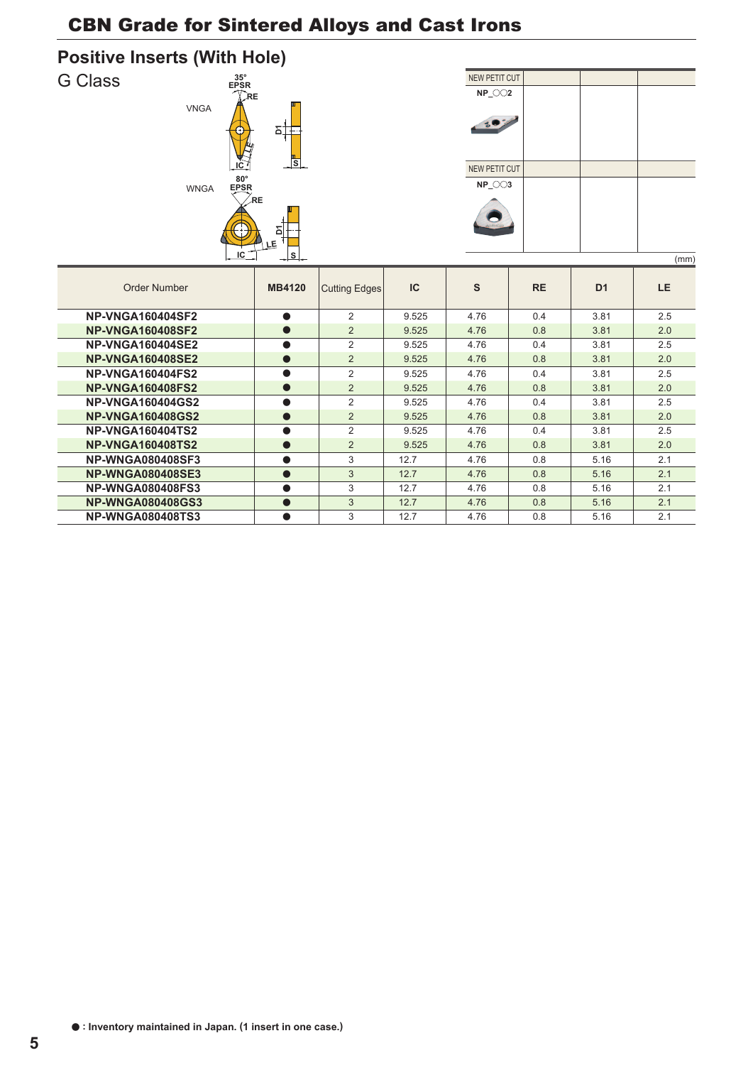# CBN Grade for Sintered Alloys and Cast Irons

## Positive Inserts (With Hole)

G Class

VNGA

WNGA

NEW PETIT CUT NP_○○2

NEW PETIT CUT NP_○○3

(mm)

| Order Number | MB4120 | Cutting Edges | IC | S | RE | D1 | LE |
|---|---|---|---|---|---|---|---|
| **NP-VNGA160404SF2** | ● | 2 | 9.525 | 4.76 | 0.4 | 3.81 | 2.5 |
| **NP-VNGA160408SF2** | ● | 2 | 9.525 | 4.76 | 0.8 | 3.81 | 2.0 |
| **NP-VNGA160404SE2** | ● | 2 | 9.525 | 4.76 | 0.4 | 3.81 | 2.5 |
| **NP-VNGA160408SE2** | ● | 2 | 9.525 | 4.76 | 0.8 | 3.81 | 2.0 |
| **NP-VNGA160404FS2** | ● | 2 | 9.525 | 4.76 | 0.4 | 3.81 | 2.5 |
| **NP-VNGA160408FS2** | ● | 2 | 9.525 | 4.76 | 0.8 | 3.81 | 2.0 |
| **NP-VNGA160404GS2** | ● | 2 | 9.525 | 4.76 | 0.4 | 3.81 | 2.5 |
| **NP-VNGA160408GS2** | ● | 2 | 9.525 | 4.76 | 0.8 | 3.81 | 2.0 |
| **NP-VNGA160404TS2** | ● | 2 | 9.525 | 4.76 | 0.4 | 3.81 | 2.5 |
| **NP-VNGA160408TS2** | ● | 2 | 9.525 | 4.76 | 0.8 | 3.81 | 2.0 |
| **NP-WNGA080408SF3** | ● | 3 | 12.7 | 4.76 | 0.8 | 5.16 | 2.1 |
| **NP-WNGA080408SE3** | ● | 3 | 12.7 | 4.76 | 0.8 | 5.16 | 2.1 |
| **NP-WNGA080408FS3** | ● | 3 | 12.7 | 4.76 | 0.8 | 5.16 | 2.1 |
| **NP-WNGA080408GS3** | ● | 3 | 12.7 | 4.76 | 0.8 | 5.16 | 2.1 |
| **NP-WNGA080408TS3** | ● | 3 | 12.7 | 4.76 | 0.8 | 5.16 | 2.1 |

**● : Inventory maintained in Japan. (1 insert in one case.)**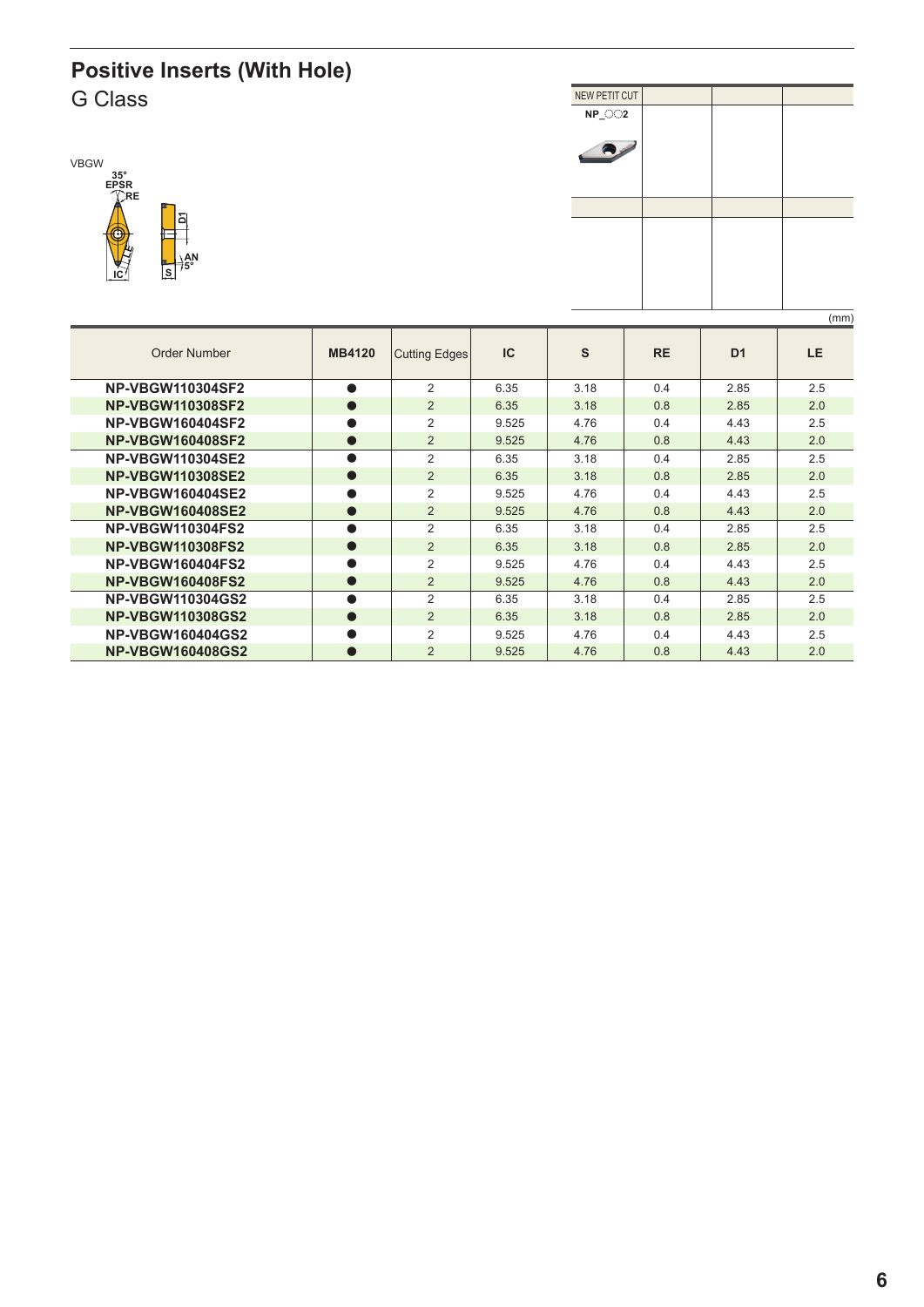# Positive Inserts (With Hole)

## G Class

VBGW

35° EPSR RE D1 AN 5° LE IC S

| NEW PETIT CUT | | | |
|---|---|---|---|
| NP_○○2 | | | |
| | | | |
| | | | |

(mm)

| Order Number | MB4120 | Cutting Edges | IC | S | RE | D1 | LE |
|---|---|---|---|---|---|---|---|
| **NP-VBGW110304SF2** | ● | 2 | 6.35 | 3.18 | 0.4 | 2.85 | 2.5 |
| **NP-VBGW110308SF2** | ● | 2 | 6.35 | 3.18 | 0.8 | 2.85 | 2.0 |
| **NP-VBGW160404SF2** | ● | 2 | 9.525 | 4.76 | 0.4 | 4.43 | 2.5 |
| **NP-VBGW160408SF2** | ● | 2 | 9.525 | 4.76 | 0.8 | 4.43 | 2.0 |
| **NP-VBGW110304SE2** | ● | 2 | 6.35 | 3.18 | 0.4 | 2.85 | 2.5 |
| **NP-VBGW110308SE2** | ● | 2 | 6.35 | 3.18 | 0.8 | 2.85 | 2.0 |
| **NP-VBGW160404SE2** | ● | 2 | 9.525 | 4.76 | 0.4 | 4.43 | 2.5 |
| **NP-VBGW160408SE2** | ● | 2 | 9.525 | 4.76 | 0.8 | 4.43 | 2.0 |
| **NP-VBGW110304FS2** | ● | 2 | 6.35 | 3.18 | 0.4 | 2.85 | 2.5 |
| **NP-VBGW110308FS2** | ● | 2 | 6.35 | 3.18 | 0.8 | 2.85 | 2.0 |
| **NP-VBGW160404FS2** | ● | 2 | 9.525 | 4.76 | 0.4 | 4.43 | 2.5 |
| **NP-VBGW160408FS2** | ● | 2 | 9.525 | 4.76 | 0.8 | 4.43 | 2.0 |
| **NP-VBGW110304GS2** | ● | 2 | 6.35 | 3.18 | 0.4 | 2.85 | 2.5 |
| **NP-VBGW110308GS2** | ● | 2 | 6.35 | 3.18 | 0.8 | 2.85 | 2.0 |
| **NP-VBGW160404GS2** | ● | 2 | 9.525 | 4.76 | 0.4 | 4.43 | 2.5 |
| **NP-VBGW160408GS2** | ● | 2 | 9.525 | 4.76 | 0.8 | 4.43 | 2.0 |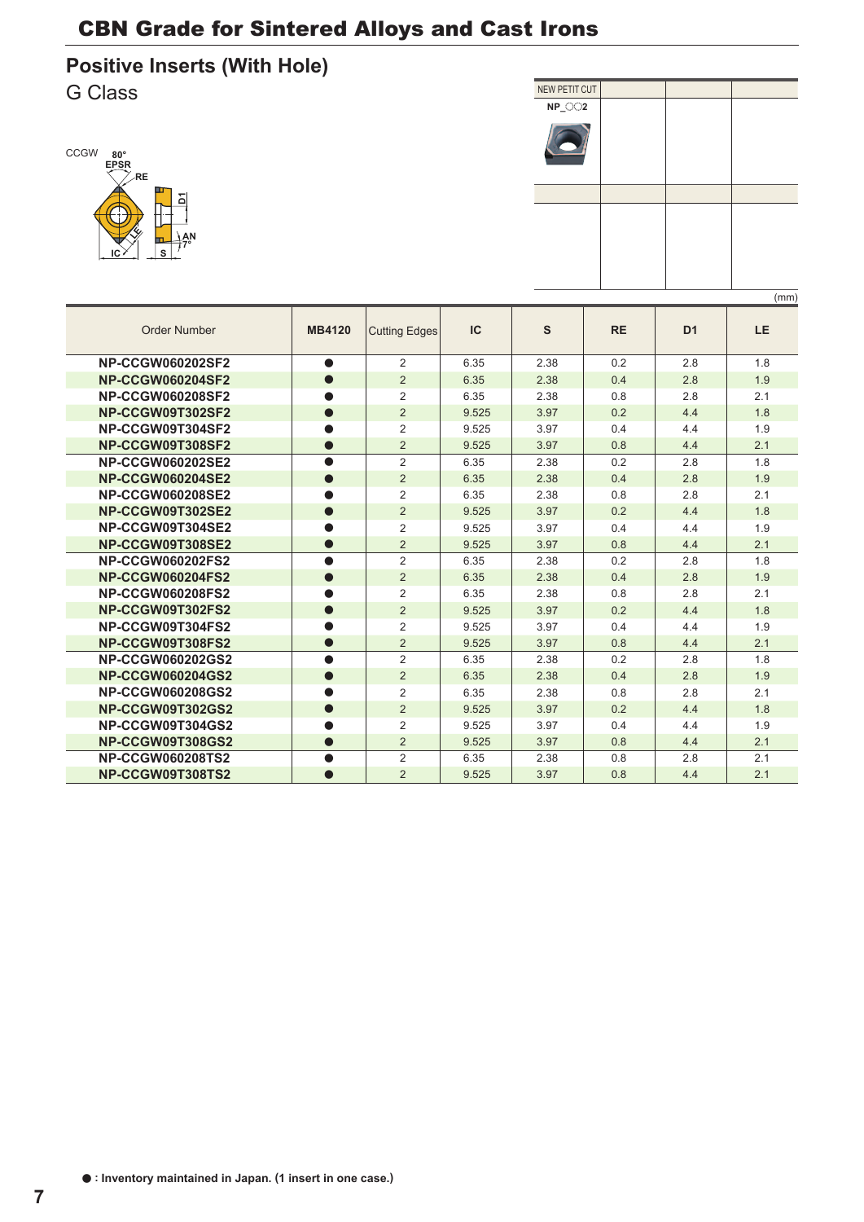# CBN Grade for Sintered Alloys and Cast Irons

## Positive Inserts (With Hole)

G Class

CCGW 80° EPSR RE D1 AN 7° LE IC S

| NEW PETIT CUT | | | |
|---|---|---|---|
| NP_○○2 | | | |

(mm)

| Order Number | MB4120 | Cutting Edges | IC | S | RE | D1 | LE |
|---|---|---|---|---|---|---|---|
| NP-CCGW060202SF2 | ● | 2 | 6.35 | 2.38 | 0.2 | 2.8 | 1.8 |
| NP-CCGW060204SF2 | ● | 2 | 6.35 | 2.38 | 0.4 | 2.8 | 1.9 |
| NP-CCGW060208SF2 | ● | 2 | 6.35 | 2.38 | 0.8 | 2.8 | 2.1 |
| NP-CCGW09T302SF2 | ● | 2 | 9.525 | 3.97 | 0.2 | 4.4 | 1.8 |
| NP-CCGW09T304SF2 | ● | 2 | 9.525 | 3.97 | 0.4 | 4.4 | 1.9 |
| NP-CCGW09T308SF2 | ● | 2 | 9.525 | 3.97 | 0.8 | 4.4 | 2.1 |
| NP-CCGW060202SE2 | ● | 2 | 6.35 | 2.38 | 0.2 | 2.8 | 1.8 |
| NP-CCGW060204SE2 | ● | 2 | 6.35 | 2.38 | 0.4 | 2.8 | 1.9 |
| NP-CCGW060208SE2 | ● | 2 | 6.35 | 2.38 | 0.8 | 2.8 | 2.1 |
| NP-CCGW09T302SE2 | ● | 2 | 9.525 | 3.97 | 0.2 | 4.4 | 1.8 |
| NP-CCGW09T304SE2 | ● | 2 | 9.525 | 3.97 | 0.4 | 4.4 | 1.9 |
| NP-CCGW09T308SE2 | ● | 2 | 9.525 | 3.97 | 0.8 | 4.4 | 2.1 |
| NP-CCGW060202FS2 | ● | 2 | 6.35 | 2.38 | 0.2 | 2.8 | 1.8 |
| NP-CCGW060204FS2 | ● | 2 | 6.35 | 2.38 | 0.4 | 2.8 | 1.9 |
| NP-CCGW060208FS2 | ● | 2 | 6.35 | 2.38 | 0.8 | 2.8 | 2.1 |
| NP-CCGW09T302FS2 | ● | 2 | 9.525 | 3.97 | 0.2 | 4.4 | 1.8 |
| NP-CCGW09T304FS2 | ● | 2 | 9.525 | 3.97 | 0.4 | 4.4 | 1.9 |
| NP-CCGW09T308FS2 | ● | 2 | 9.525 | 3.97 | 0.8 | 4.4 | 2.1 |
| NP-CCGW060202GS2 | ● | 2 | 6.35 | 2.38 | 0.2 | 2.8 | 1.8 |
| NP-CCGW060204GS2 | ● | 2 | 6.35 | 2.38 | 0.4 | 2.8 | 1.9 |
| NP-CCGW060208GS2 | ● | 2 | 6.35 | 2.38 | 0.8 | 2.8 | 2.1 |
| NP-CCGW09T302GS2 | ● | 2 | 9.525 | 3.97 | 0.2 | 4.4 | 1.8 |
| NP-CCGW09T304GS2 | ● | 2 | 9.525 | 3.97 | 0.4 | 4.4 | 1.9 |
| NP-CCGW09T308GS2 | ● | 2 | 9.525 | 3.97 | 0.8 | 4.4 | 2.1 |
| NP-CCGW060208TS2 | ● | 2 | 6.35 | 2.38 | 0.8 | 2.8 | 2.1 |
| NP-CCGW09T308TS2 | ● | 2 | 9.525 | 3.97 | 0.8 | 4.4 | 2.1 |

● : Inventory maintained in Japan. (1 insert in one case.)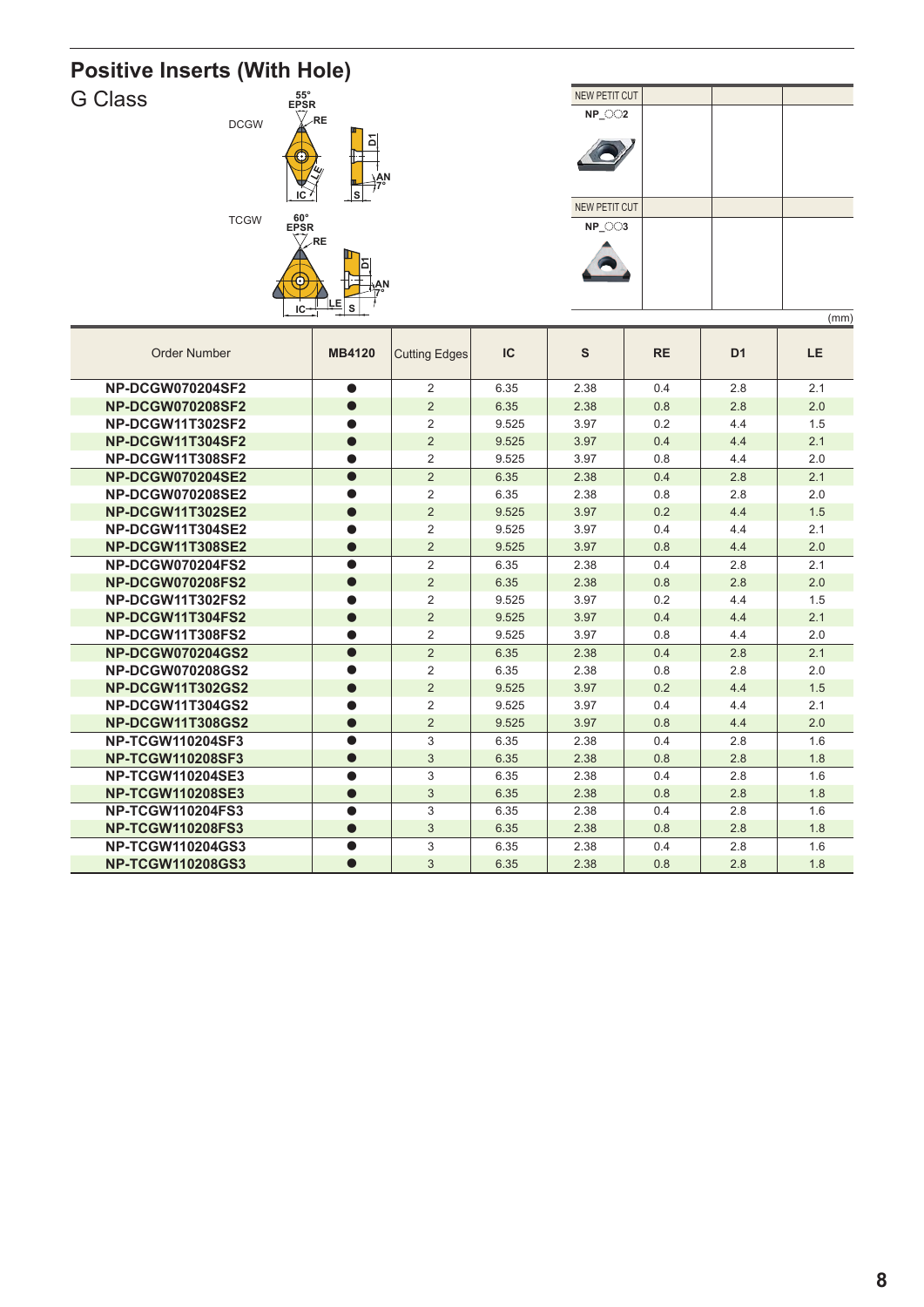# Positive Inserts (With Hole)

## G Class

DCGW — 55° EPSR, RE, LE, IC, D1, S, AN 7°

TCGW — 60° EPSR, RE, LE, IC, D1, S, AN 7°

| NEW PETIT CUT | | |
|---|---|---|
| NP_○○2 | | |

| NEW PETIT CUT | | |
|---|---|---|
| NP_○○3 | | |

(mm)

| Order Number | MB4120 | Cutting Edges | IC | S | RE | D1 | LE |
|---|---|---|---|---|---|---|---|
| NP-DCGW070204SF2 | ● | 2 | 6.35 | 2.38 | 0.4 | 2.8 | 2.1 |
| NP-DCGW070208SF2 | ● | 2 | 6.35 | 2.38 | 0.8 | 2.8 | 2.0 |
| NP-DCGW11T302SF2 | ● | 2 | 9.525 | 3.97 | 0.2 | 4.4 | 1.5 |
| NP-DCGW11T304SF2 | ● | 2 | 9.525 | 3.97 | 0.4 | 4.4 | 2.1 |
| NP-DCGW11T308SF2 | ● | 2 | 9.525 | 3.97 | 0.8 | 4.4 | 2.0 |
| NP-DCGW070204SE2 | ● | 2 | 6.35 | 2.38 | 0.4 | 2.8 | 2.1 |
| NP-DCGW070208SE2 | ● | 2 | 6.35 | 2.38 | 0.8 | 2.8 | 2.0 |
| NP-DCGW11T302SE2 | ● | 2 | 9.525 | 3.97 | 0.2 | 4.4 | 1.5 |
| NP-DCGW11T304SE2 | ● | 2 | 9.525 | 3.97 | 0.4 | 4.4 | 2.1 |
| NP-DCGW11T308SE2 | ● | 2 | 9.525 | 3.97 | 0.8 | 4.4 | 2.0 |
| NP-DCGW070204FS2 | ● | 2 | 6.35 | 2.38 | 0.4 | 2.8 | 2.1 |
| NP-DCGW070208FS2 | ● | 2 | 6.35 | 2.38 | 0.8 | 2.8 | 2.0 |
| NP-DCGW11T302FS2 | ● | 2 | 9.525 | 3.97 | 0.2 | 4.4 | 1.5 |
| NP-DCGW11T304FS2 | ● | 2 | 9.525 | 3.97 | 0.4 | 4.4 | 2.1 |
| NP-DCGW11T308FS2 | ● | 2 | 9.525 | 3.97 | 0.8 | 4.4 | 2.0 |
| NP-DCGW070204GS2 | ● | 2 | 6.35 | 2.38 | 0.4 | 2.8 | 2.1 |
| NP-DCGW070208GS2 | ● | 2 | 6.35 | 2.38 | 0.8 | 2.8 | 2.0 |
| NP-DCGW11T302GS2 | ● | 2 | 9.525 | 3.97 | 0.2 | 4.4 | 1.5 |
| NP-DCGW11T304GS2 | ● | 2 | 9.525 | 3.97 | 0.4 | 4.4 | 2.1 |
| NP-DCGW11T308GS2 | ● | 2 | 9.525 | 3.97 | 0.8 | 4.4 | 2.0 |
| NP-TCGW110204SF3 | ● | 3 | 6.35 | 2.38 | 0.4 | 2.8 | 1.6 |
| NP-TCGW110208SF3 | ● | 3 | 6.35 | 2.38 | 0.8 | 2.8 | 1.8 |
| NP-TCGW110204SE3 | ● | 3 | 6.35 | 2.38 | 0.4 | 2.8 | 1.6 |
| NP-TCGW110208SE3 | ● | 3 | 6.35 | 2.38 | 0.8 | 2.8 | 1.8 |
| NP-TCGW110204FS3 | ● | 3 | 6.35 | 2.38 | 0.4 | 2.8 | 1.6 |
| NP-TCGW110208FS3 | ● | 3 | 6.35 | 2.38 | 0.8 | 2.8 | 1.8 |
| NP-TCGW110204GS3 | ● | 3 | 6.35 | 2.38 | 0.4 | 2.8 | 1.6 |
| NP-TCGW110208GS3 | ● | 3 | 6.35 | 2.38 | 0.8 | 2.8 | 1.8 |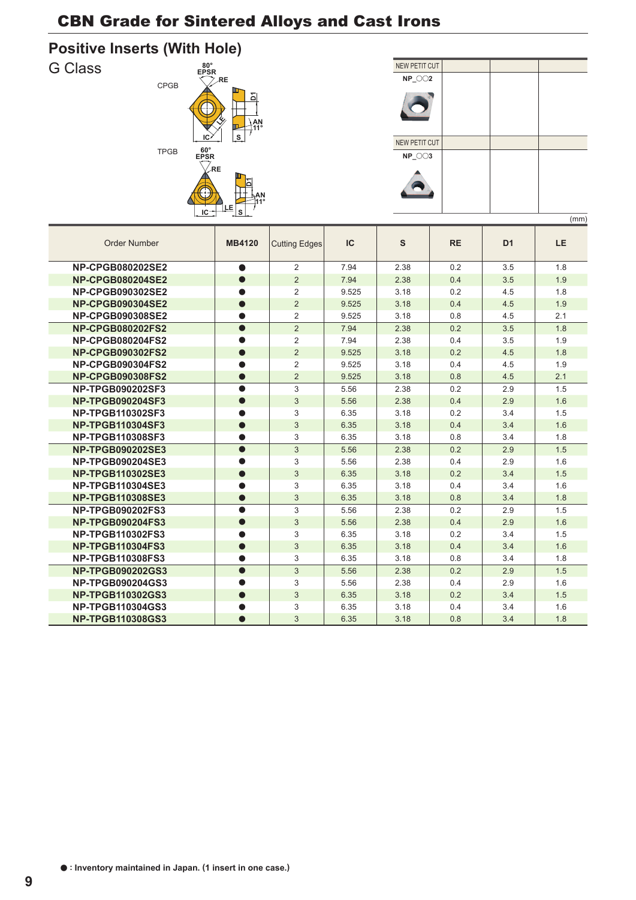# CBN Grade for Sintered Alloys and Cast Irons

## Positive Inserts (With Hole)

G Class

CPGB

TPGB

| NEW PETIT CUT | | |
|---|---|---|
| NP_○○2 | | |

| NEW PETIT CUT | | |
|---|---|---|
| NP_○○3 | | |

(mm)

| Order Number | MB4120 | Cutting Edges | IC | S | RE | D1 | LE |
|---|---|---|---|---|---|---|---|
| NP-CPGB080202SE2 | ● | 2 | 7.94 | 2.38 | 0.2 | 3.5 | 1.8 |
| NP-CPGB080204SE2 | ● | 2 | 7.94 | 2.38 | 0.4 | 3.5 | 1.9 |
| NP-CPGB090302SE2 | ● | 2 | 9.525 | 3.18 | 0.2 | 4.5 | 1.8 |
| NP-CPGB090304SE2 | ● | 2 | 9.525 | 3.18 | 0.4 | 4.5 | 1.9 |
| NP-CPGB090308SE2 | ● | 2 | 9.525 | 3.18 | 0.8 | 4.5 | 2.1 |
| NP-CPGB080202FS2 | ● | 2 | 7.94 | 2.38 | 0.2 | 3.5 | 1.8 |
| NP-CPGB080204FS2 | ● | 2 | 7.94 | 2.38 | 0.4 | 3.5 | 1.9 |
| NP-CPGB090302FS2 | ● | 2 | 9.525 | 3.18 | 0.2 | 4.5 | 1.8 |
| NP-CPGB090304FS2 | ● | 2 | 9.525 | 3.18 | 0.4 | 4.5 | 1.9 |
| NP-CPGB090308FS2 | ● | 2 | 9.525 | 3.18 | 0.8 | 4.5 | 2.1 |
| NP-TPGB090202SF3 | ● | 3 | 5.56 | 2.38 | 0.2 | 2.9 | 1.5 |
| NP-TPGB090204SF3 | ● | 3 | 5.56 | 2.38 | 0.4 | 2.9 | 1.6 |
| NP-TPGB110302SF3 | ● | 3 | 6.35 | 3.18 | 0.2 | 3.4 | 1.5 |
| NP-TPGB110304SF3 | ● | 3 | 6.35 | 3.18 | 0.4 | 3.4 | 1.6 |
| NP-TPGB110308SF3 | ● | 3 | 6.35 | 3.18 | 0.8 | 3.4 | 1.8 |
| NP-TPGB090202SE3 | ● | 3 | 5.56 | 2.38 | 0.2 | 2.9 | 1.5 |
| NP-TPGB090204SE3 | ● | 3 | 5.56 | 2.38 | 0.4 | 2.9 | 1.6 |
| NP-TPGB110302SE3 | ● | 3 | 6.35 | 3.18 | 0.2 | 3.4 | 1.5 |
| NP-TPGB110304SE3 | ● | 3 | 6.35 | 3.18 | 0.4 | 3.4 | 1.6 |
| NP-TPGB110308SE3 | ● | 3 | 6.35 | 3.18 | 0.8 | 3.4 | 1.8 |
| NP-TPGB090202FS3 | ● | 3 | 5.56 | 2.38 | 0.2 | 2.9 | 1.5 |
| NP-TPGB090204FS3 | ● | 3 | 5.56 | 2.38 | 0.4 | 2.9 | 1.6 |
| NP-TPGB110302FS3 | ● | 3 | 6.35 | 3.18 | 0.2 | 3.4 | 1.5 |
| NP-TPGB110304FS3 | ● | 3 | 6.35 | 3.18 | 0.4 | 3.4 | 1.6 |
| NP-TPGB110308FS3 | ● | 3 | 6.35 | 3.18 | 0.8 | 3.4 | 1.8 |
| NP-TPGB090202GS3 | ● | 3 | 5.56 | 2.38 | 0.2 | 2.9 | 1.5 |
| NP-TPGB090204GS3 | ● | 3 | 5.56 | 2.38 | 0.4 | 2.9 | 1.6 |
| NP-TPGB110302GS3 | ● | 3 | 6.35 | 3.18 | 0.2 | 3.4 | 1.5 |
| NP-TPGB110304GS3 | ● | 3 | 6.35 | 3.18 | 0.4 | 3.4 | 1.6 |
| NP-TPGB110308GS3 | ● | 3 | 6.35 | 3.18 | 0.8 | 3.4 | 1.8 |

**● : Inventory maintained in Japan. (1 insert in one case.)**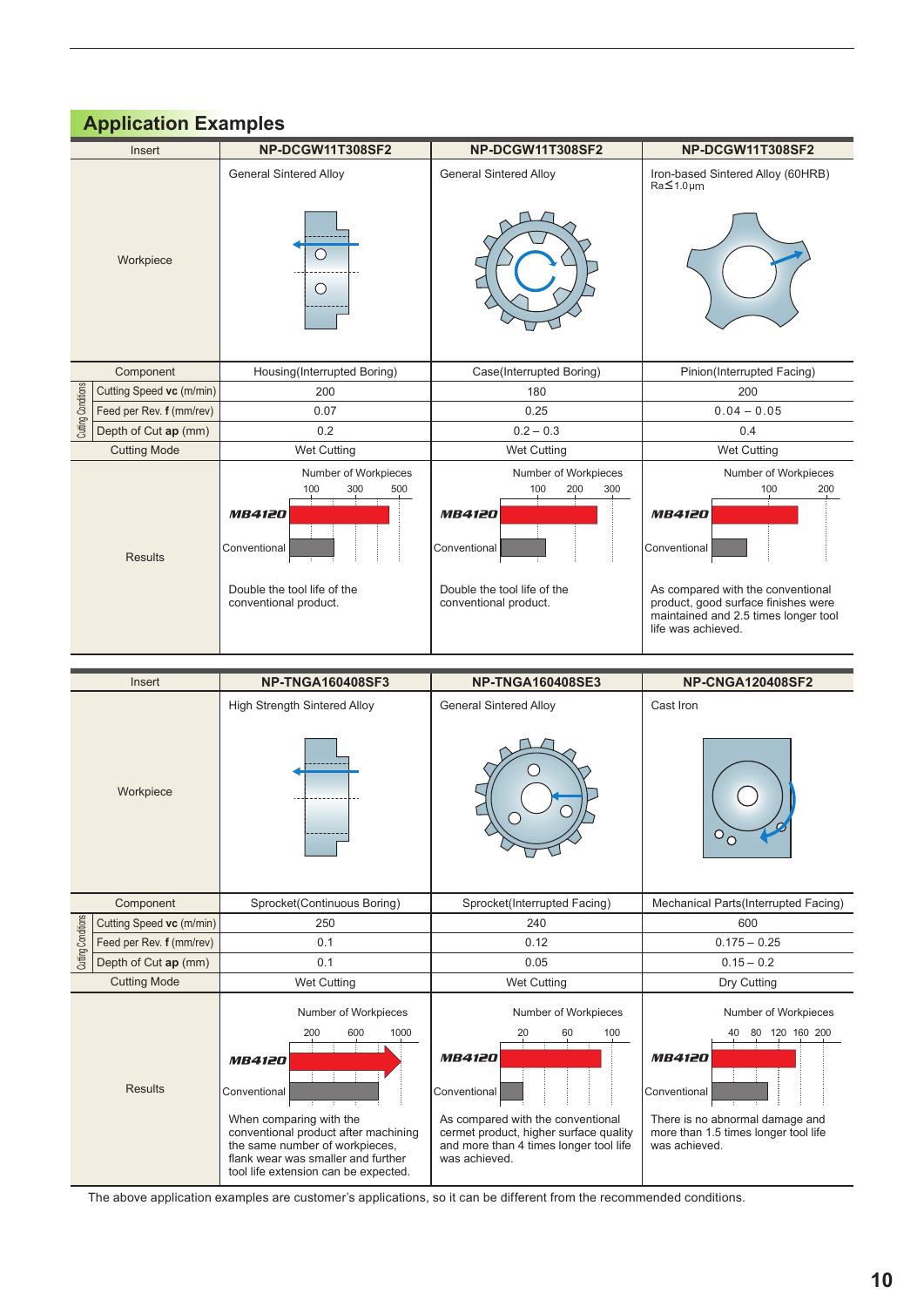## Application Examples

| Insert | NP-DCGW11T308SF2 | NP-DCGW11T308SF2 | NP-DCGW11T308SF2 |
|---|---|---|---|
| Workpiece | General Sintered Alloy | General Sintered Alloy | Iron-based Sintered Alloy (60HRB) Ra≦1.0μm |
| Component | Housing(Interrupted Boring) | Case(Interrupted Boring) | Pinion(Interrupted Facing) |
| Cutting Conditions: Cutting Speed **vc** (m/min) | 200 | 180 | 200 |
| Cutting Conditions: Feed per Rev. **f** (mm/rev) | 0.07 | 0.25 | 0.04 – 0.05 |
| Cutting Conditions: Depth of Cut **ap** (mm) | 0.2 | 0.2 – 0.3 | 0.4 |
| Cutting Mode | Wet Cutting | Wet Cutting | Wet Cutting |
| Results | Number of Workpieces (100, 300, 500) — MB4120 / Conventional. Double the tool life of the conventional product. | Number of Workpieces (100, 200, 300) — MB4120 / Conventional. Double the tool life of the conventional product. | Number of Workpieces (100, 200) — MB4120 / Conventional. As compared with the conventional product, good surface finishes were maintained and 2.5 times longer tool life was achieved. |

| Insert | NP-TNGA160408SF3 | NP-TNGA160408SE3 | NP-CNGA120408SF2 |
|---|---|---|---|
| Workpiece | High Strength Sintered Alloy | General Sintered Alloy | Cast Iron |
| Component | Sprocket(Continuous Boring) | Sprocket(Interrupted Facing) | Mechanical Parts(Interrupted Facing) |
| Cutting Conditions: Cutting Speed **vc** (m/min) | 250 | 240 | 600 |
| Cutting Conditions: Feed per Rev. **f** (mm/rev) | 0.1 | 0.12 | 0.175 – 0.25 |
| Cutting Conditions: Depth of Cut **ap** (mm) | 0.1 | 0.05 | 0.15 – 0.2 |
| Cutting Mode | Wet Cutting | Wet Cutting | Dry Cutting |
| Results | Number of Workpieces (200, 600, 1000) — MB4120 / Conventional. When comparing with the conventional product after machining the same number of workpieces, flank wear was smaller and further tool life extension can be expected. | Number of Workpieces (20, 60, 100) — MB4120 / Conventional. As compared with the conventional cermet product, higher surface quality and more than 4 times longer tool life was achieved. | Number of Workpieces (40, 80, 120, 160, 200) — MB4120 / Conventional. There is no abnormal damage and more than 1.5 times longer tool life was achieved. |

The above application examples are customer's applications, so it can be different from the recommended conditions.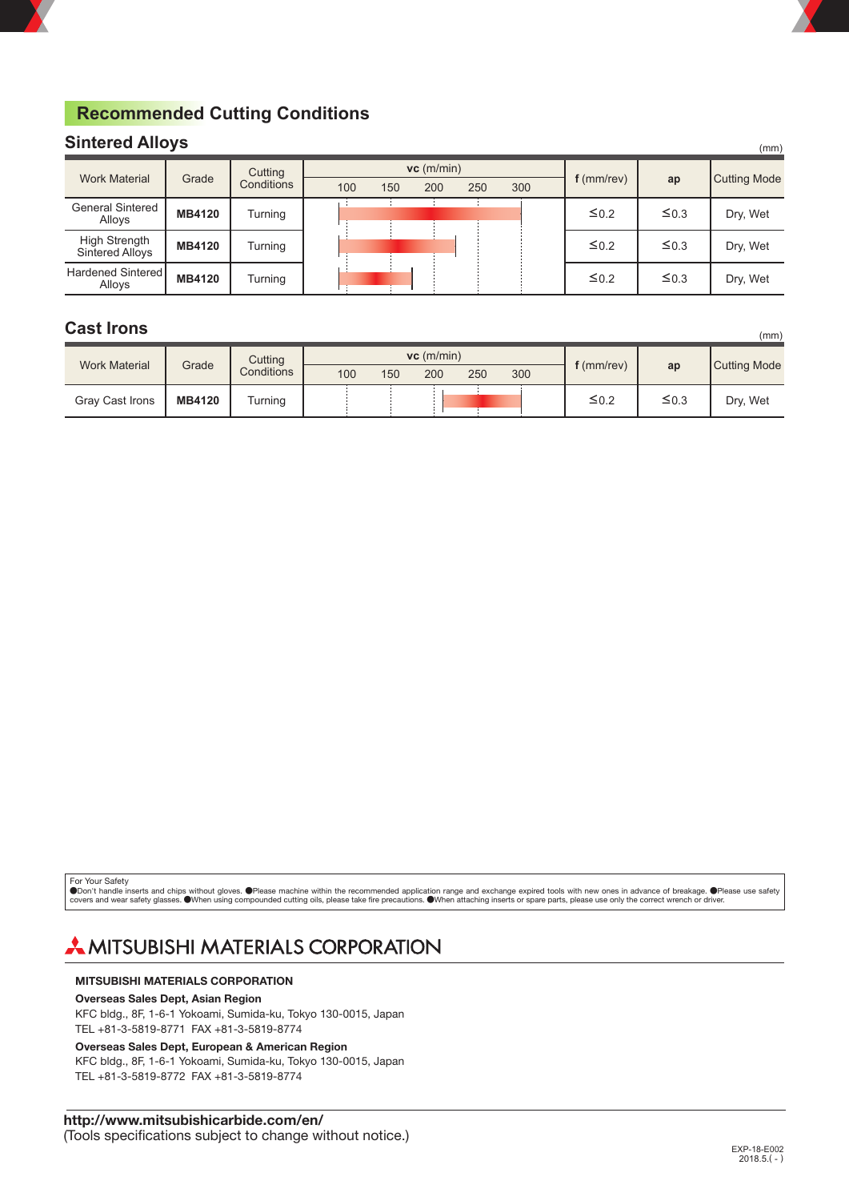## Recommended Cutting Conditions

### Sintered Alloys

(mm)

| Work Material | Grade | Cutting Conditions | vc (m/min) 100 150 200 250 300 | f (mm/rev) | ap | Cutting Mode |
|---|---|---|---|---|---|---|
| General Sintered Alloys | **MB4120** | Turning | | ≦0.2 | ≦0.3 | Dry, Wet |
| High Strength Sintered Alloys | **MB4120** | Turning | | ≦0.2 | ≦0.3 | Dry, Wet |
| Hardened Sintered Alloys | **MB4120** | Turning | | ≦0.2 | ≦0.3 | Dry, Wet |

### Cast Irons

(mm)

| Work Material | Grade | Cutting Conditions | vc (m/min) 100 150 200 250 300 | f (mm/rev) | ap | Cutting Mode |
|---|---|---|---|---|---|---|
| Gray Cast Irons | **MB4120** | Turning | | ≦0.2 | ≦0.3 | Dry, Wet |

For Your Safety
●Don't handle inserts and chips without gloves. ●Please machine within the recommended application range and exchange expired tools with new ones in advance of breakage. ●Please use safety covers and wear safety glasses. ●When using compounded cutting oils, please take fire precautions. ●When attaching inserts or spare parts, please use only the correct wrench or driver.

MITSUBISHI MATERIALS CORPORATION

**MITSUBISHI MATERIALS CORPORATION**

**Overseas Sales Dept, Asian Region**
KFC bldg., 8F, 1-6-1 Yokoami, Sumida-ku, Tokyo 130-0015, Japan
TEL +81-3-5819-8771 FAX +81-3-5819-8774

**Overseas Sales Dept, European & American Region**
KFC bldg., 8F, 1-6-1 Yokoami, Sumida-ku, Tokyo 130-0015, Japan
TEL +81-3-5819-8772 FAX +81-3-5819-8774

**http://www.mitsubishicarbide.com/en/**
(Tools specifications subject to change without notice.)

EXP-18-E002
2018.5.( - )